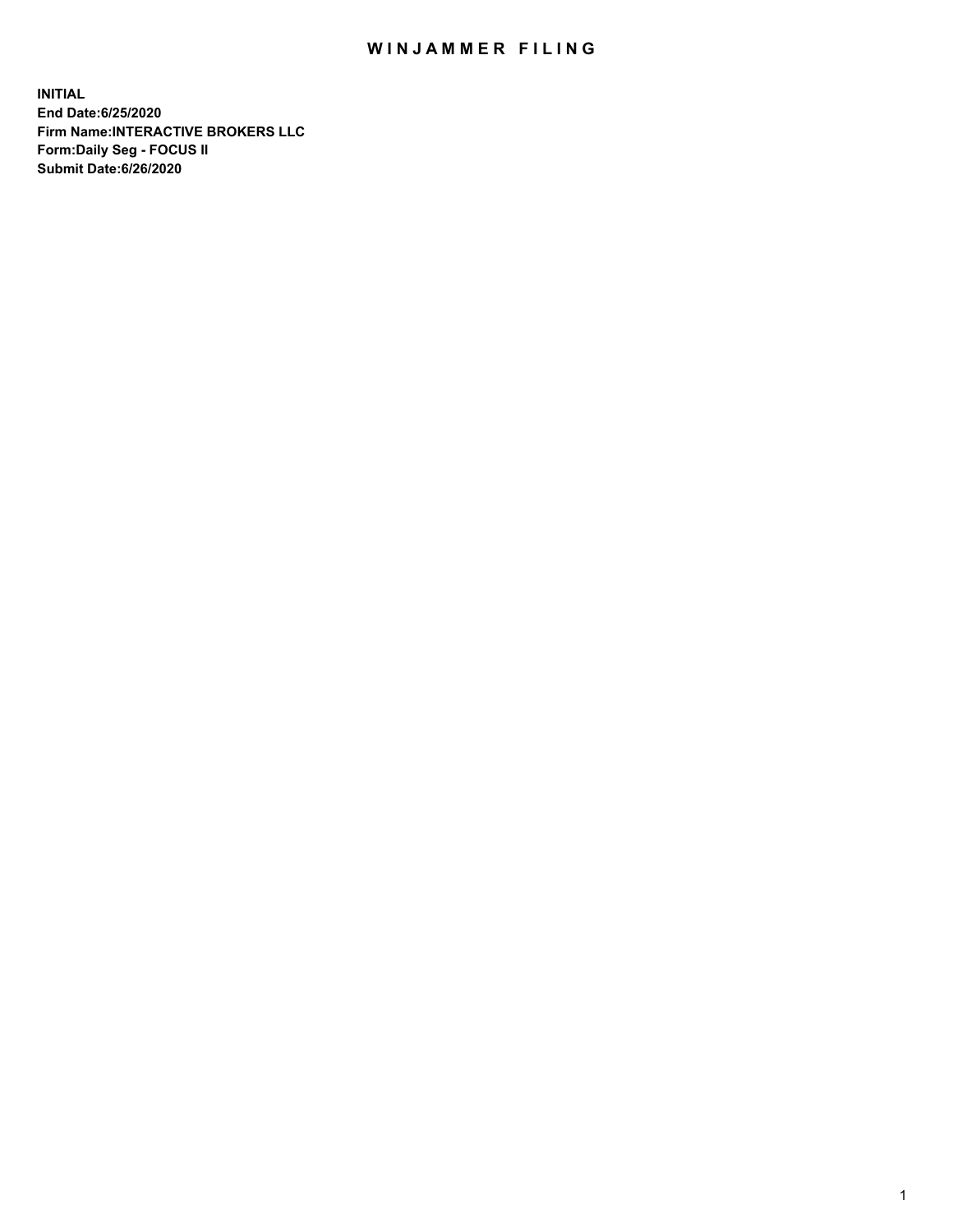# WINJAMMER FILING

**INITIAL**
**End Date:6/25/2020**
**Firm Name:INTERACTIVE BROKERS LLC**
**Form:Daily Seg - FOCUS II**
**Submit Date:6/26/2020**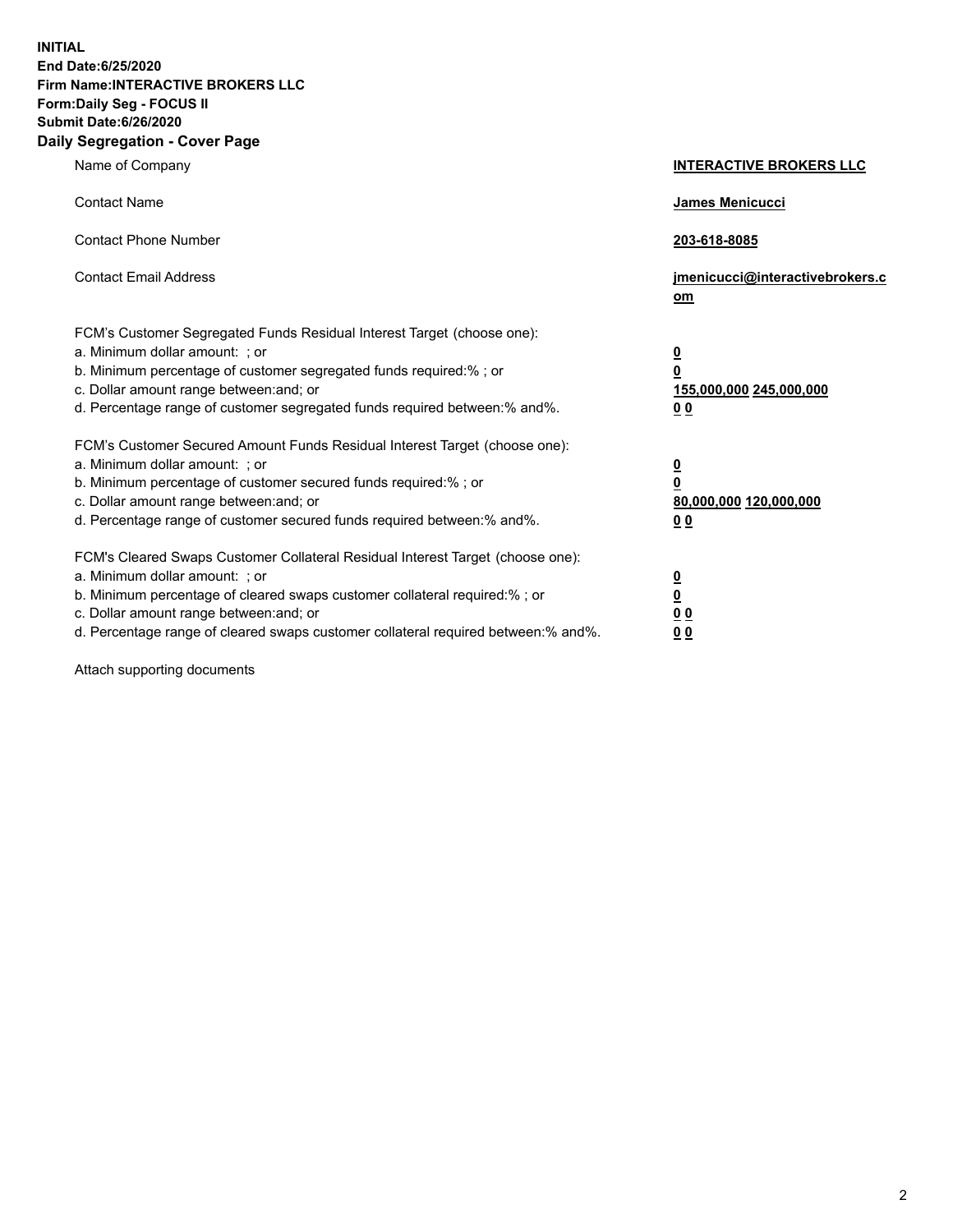**INITIAL**
**End Date:6/25/2020**
**Firm Name:INTERACTIVE BROKERS LLC**
**Form:Daily Seg - FOCUS II**
**Submit Date:6/26/2020**

## Daily Segregation - Cover Page

| | |
|---|---|
| Name of Company | **INTERACTIVE BROKERS LLC** |
| Contact Name | **James Menicucci** |
| Contact Phone Number | **203-618-8085** |
| Contact Email Address | **jmenicucci@interactivebrokers.com** |

FCM's Customer Segregated Funds Residual Interest Target (choose one):

| | |
|---|---|
| a. Minimum dollar amount: ; or | **0** |
| b. Minimum percentage of customer segregated funds required:% ; or | **0** |
| c. Dollar amount range between:and; or | **155,000,000 245,000,000** |
| d. Percentage range of customer segregated funds required between:% and%. | **0 0** |

FCM's Customer Secured Amount Funds Residual Interest Target (choose one):

| | |
|---|---|
| a. Minimum dollar amount: ; or | **0** |
| b. Minimum percentage of customer secured funds required:% ; or | **0** |
| c. Dollar amount range between:and; or | **80,000,000 120,000,000** |
| d. Percentage range of customer secured funds required between:% and%. | **0 0** |

FCM's Cleared Swaps Customer Collateral Residual Interest Target (choose one):

| | |
|---|---|
| a. Minimum dollar amount: ; or | **0** |
| b. Minimum percentage of cleared swaps customer collateral required:% ; or | **0** |
| c. Dollar amount range between:and; or | **0 0** |
| d. Percentage range of cleared swaps customer collateral required between:% and%. | **0 0** |

Attach supporting documents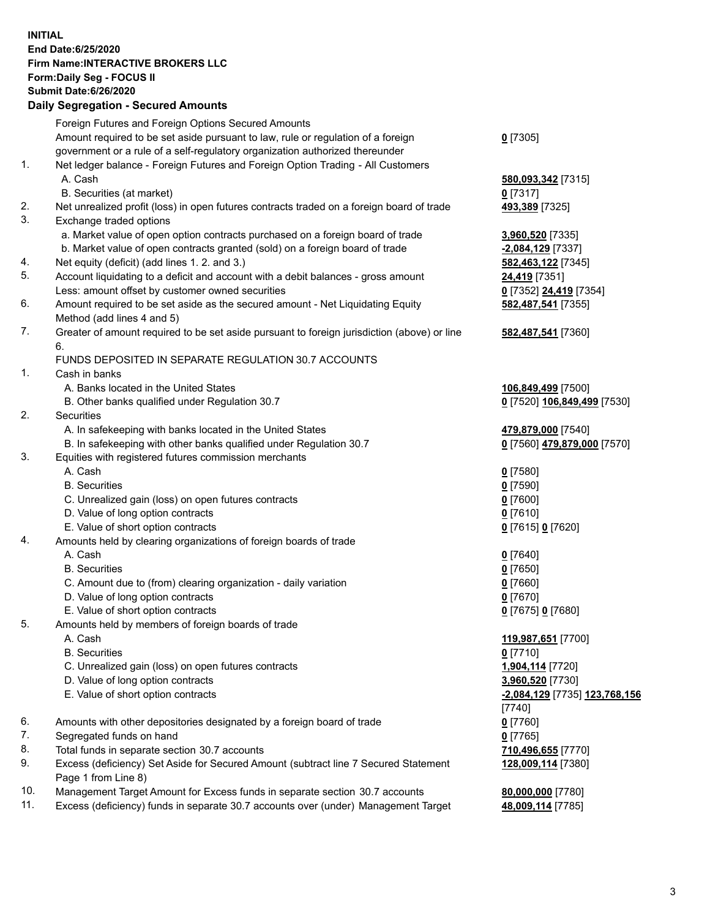**INITIAL**
**End Date:6/25/2020**
**Firm Name:INTERACTIVE BROKERS LLC**
**Form:Daily Seg - FOCUS II**
**Submit Date:6/26/2020**

## Daily Segregation - Secured Amounts

| | | |
|---|---|---|
| | Foreign Futures and Foreign Options Secured Amounts | |
| | Amount required to be set aside pursuant to law, rule or regulation of a foreign government or a rule of a self-regulatory organization authorized thereunder | **0** [7305] |
| 1. | Net ledger balance - Foreign Futures and Foreign Option Trading - All Customers | |
| | A. Cash | **580,093,342** [7315] |
| | B. Securities (at market) | **0** [7317] |
| 2. | Net unrealized profit (loss) in open futures contracts traded on a foreign board of trade | **493,389** [7325] |
| 3. | Exchange traded options | |
| | a. Market value of open option contracts purchased on a foreign board of trade | **3,960,520** [7335] |
| | b. Market value of open contracts granted (sold) on a foreign board of trade | **-2,084,129** [7337] |
| 4. | Net equity (deficit) (add lines 1. 2. and 3.) | **582,463,122** [7345] |
| 5. | Account liquidating to a deficit and account with a debit balances - gross amount | **24,419** [7351] |
| | Less: amount offset by customer owned securities | **0** [7352] **24,419** [7354] |
| 6. | Amount required to be set aside as the secured amount - Net Liquidating Equity Method (add lines 4 and 5) | **582,487,541** [7355] |
| 7. | Greater of amount required to be set aside pursuant to foreign jurisdiction (above) or line 6. | **582,487,541** [7360] |
| | FUNDS DEPOSITED IN SEPARATE REGULATION 30.7 ACCOUNTS | |
| 1. | Cash in banks | |
| | A. Banks located in the United States | **106,849,499** [7500] |
| | B. Other banks qualified under Regulation 30.7 | **0** [7520] **106,849,499** [7530] |
| 2. | Securities | |
| | A. In safekeeping with banks located in the United States | **479,879,000** [7540] |
| | B. In safekeeping with other banks qualified under Regulation 30.7 | **0** [7560] **479,879,000** [7570] |
| 3. | Equities with registered futures commission merchants | |
| | A. Cash | **0** [7580] |
| | B. Securities | **0** [7590] |
| | C. Unrealized gain (loss) on open futures contracts | **0** [7600] |
| | D. Value of long option contracts | **0** [7610] |
| | E. Value of short option contracts | **0** [7615] **0** [7620] |
| 4. | Amounts held by clearing organizations of foreign boards of trade | |
| | A. Cash | **0** [7640] |
| | B. Securities | **0** [7650] |
| | C. Amount due to (from) clearing organization - daily variation | **0** [7660] |
| | D. Value of long option contracts | **0** [7670] |
| | E. Value of short option contracts | **0** [7675] **0** [7680] |
| 5. | Amounts held by members of foreign boards of trade | |
| | A. Cash | **119,987,651** [7700] |
| | B. Securities | **0** [7710] |
| | C. Unrealized gain (loss) on open futures contracts | **1,904,114** [7720] |
| | D. Value of long option contracts | **3,960,520** [7730] |
| | E. Value of short option contracts | **-2,084,129** [7735] **123,768,156** [7740] |
| 6. | Amounts with other depositories designated by a foreign board of trade | **0** [7760] |
| 7. | Segregated funds on hand | **0** [7765] |
| 8. | Total funds in separate section 30.7 accounts | **710,496,655** [7770] |
| 9. | Excess (deficiency) Set Aside for Secured Amount (subtract line 7 Secured Statement Page 1 from Line 8) | **128,009,114** [7380] |
| 10. | Management Target Amount for Excess funds in separate section 30.7 accounts | **80,000,000** [7780] |
| 11. | Excess (deficiency) funds in separate 30.7 accounts over (under) Management Target | **48,009,114** [7785] |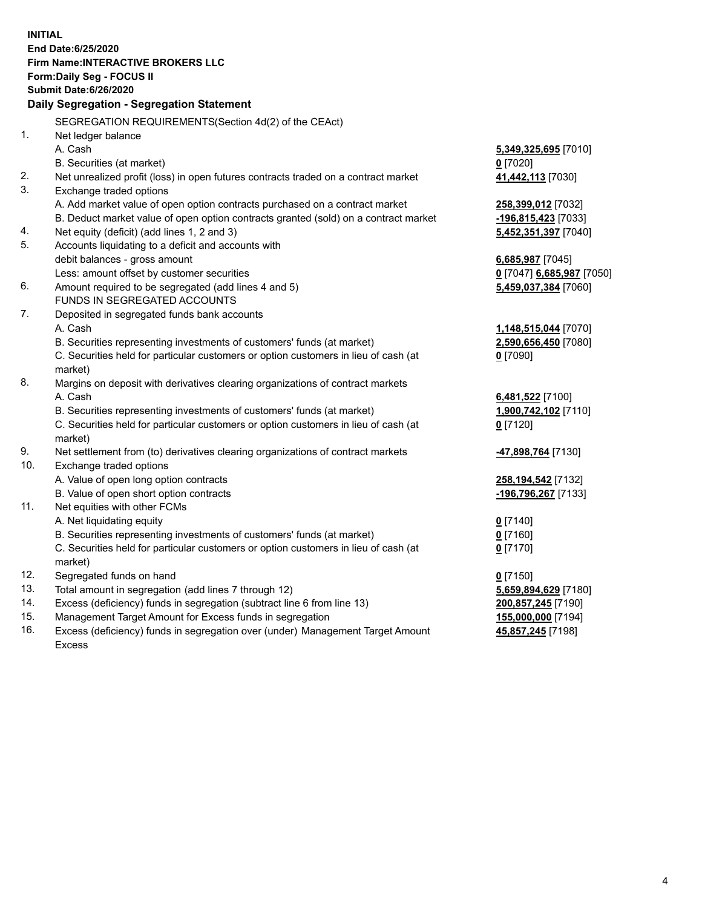**INITIAL**
**End Date:6/25/2020**
**Firm Name:INTERACTIVE BROKERS LLC**
**Form:Daily Seg - FOCUS II**
**Submit Date:6/26/2020**

## Daily Segregation - Segregation Statement

| | | |
|---|---|---|
| | SEGREGATION REQUIREMENTS(Section 4d(2) of the CEAct) | |
| 1. | Net ledger balance | |
| | A. Cash | **5,349,325,695** [7010] |
| | B. Securities (at market) | **0** [7020] |
| 2. | Net unrealized profit (loss) in open futures contracts traded on a contract market | **41,442,113** [7030] |
| 3. | Exchange traded options | |
| | A. Add market value of open option contracts purchased on a contract market | **258,399,012** [7032] |
| | B. Deduct market value of open option contracts granted (sold) on a contract market | **-196,815,423** [7033] |
| 4. | Net equity (deficit) (add lines 1, 2 and 3) | **5,452,351,397** [7040] |
| 5. | Accounts liquidating to a deficit and accounts with debit balances - gross amount | **6,685,987** [7045] |
| | Less: amount offset by customer securities | **0** [7047] **6,685,987** [7050] |
| 6. | Amount required to be segregated (add lines 4 and 5) | **5,459,037,384** [7060] |
| | FUNDS IN SEGREGATED ACCOUNTS | |
| 7. | Deposited in segregated funds bank accounts | |
| | A. Cash | **1,148,515,044** [7070] |
| | B. Securities representing investments of customers' funds (at market) | **2,590,656,450** [7080] |
| | C. Securities held for particular customers or option customers in lieu of cash (at market) | **0** [7090] |
| 8. | Margins on deposit with derivatives clearing organizations of contract markets | |
| | A. Cash | **6,481,522** [7100] |
| | B. Securities representing investments of customers' funds (at market) | **1,900,742,102** [7110] |
| | C. Securities held for particular customers or option customers in lieu of cash (at market) | **0** [7120] |
| 9. | Net settlement from (to) derivatives clearing organizations of contract markets | **-47,898,764** [7130] |
| 10. | Exchange traded options | |
| | A. Value of open long option contracts | **258,194,542** [7132] |
| | B. Value of open short option contracts | **-196,796,267** [7133] |
| 11. | Net equities with other FCMs | |
| | A. Net liquidating equity | **0** [7140] |
| | B. Securities representing investments of customers' funds (at market) | **0** [7160] |
| | C. Securities held for particular customers or option customers in lieu of cash (at market) | **0** [7170] |
| 12. | Segregated funds on hand | **0** [7150] |
| 13. | Total amount in segregation (add lines 7 through 12) | **5,659,894,629** [7180] |
| 14. | Excess (deficiency) funds in segregation (subtract line 6 from line 13) | **200,857,245** [7190] |
| 15. | Management Target Amount for Excess funds in segregation | **155,000,000** [7194] |
| 16. | Excess (deficiency) funds in segregation over (under) Management Target Amount Excess | **45,857,245** [7198] |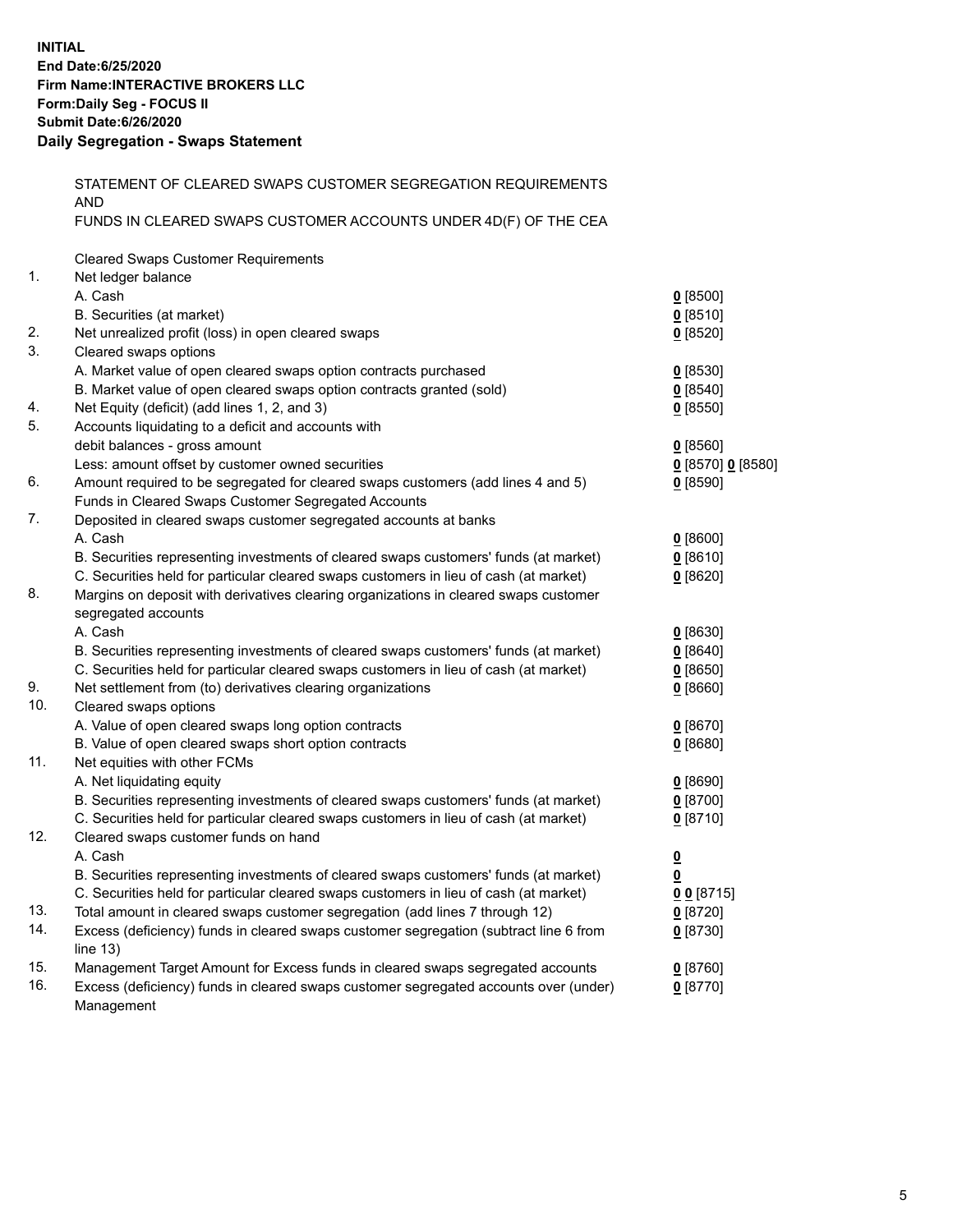**INITIAL**
**End Date:6/25/2020**
**Firm Name:INTERACTIVE BROKERS LLC**
**Form:Daily Seg - FOCUS II**
**Submit Date:6/26/2020**
**Daily Segregation - Swaps Statement**

STATEMENT OF CLEARED SWAPS CUSTOMER SEGREGATION REQUIREMENTS AND FUNDS IN CLEARED SWAPS CUSTOMER ACCOUNTS UNDER 4D(F) OF THE CEA

| | | |
|---|---|---|
| | Cleared Swaps Customer Requirements | |
| 1. | Net ledger balance | |
| | A. Cash | 0 [8500] |
| | B. Securities (at market) | 0 [8510] |
| 2. | Net unrealized profit (loss) in open cleared swaps | 0 [8520] |
| 3. | Cleared swaps options | |
| | A. Market value of open cleared swaps option contracts purchased | 0 [8530] |
| | B. Market value of open cleared swaps option contracts granted (sold) | 0 [8540] |
| 4. | Net Equity (deficit) (add lines 1, 2, and 3) | 0 [8550] |
| 5. | Accounts liquidating to a deficit and accounts with debit balances - gross amount | 0 [8560] |
| | Less: amount offset by customer owned securities | 0 [8570] 0 [8580] |
| 6. | Amount required to be segregated for cleared swaps customers (add lines 4 and 5) | 0 [8590] |
| | Funds in Cleared Swaps Customer Segregated Accounts | |
| 7. | Deposited in cleared swaps customer segregated accounts at banks | |
| | A. Cash | 0 [8600] |
| | B. Securities representing investments of cleared swaps customers' funds (at market) | 0 [8610] |
| | C. Securities held for particular cleared swaps customers in lieu of cash (at market) | 0 [8620] |
| 8. | Margins on deposit with derivatives clearing organizations in cleared swaps customer segregated accounts | |
| | A. Cash | 0 [8630] |
| | B. Securities representing investments of cleared swaps customers' funds (at market) | 0 [8640] |
| | C. Securities held for particular cleared swaps customers in lieu of cash (at market) | 0 [8650] |
| 9. | Net settlement from (to) derivatives clearing organizations | 0 [8660] |
| 10. | Cleared swaps options | |
| | A. Value of open cleared swaps long option contracts | 0 [8670] |
| | B. Value of open cleared swaps short option contracts | 0 [8680] |
| 11. | Net equities with other FCMs | |
| | A. Net liquidating equity | 0 [8690] |
| | B. Securities representing investments of cleared swaps customers' funds (at market) | 0 [8700] |
| | C. Securities held for particular cleared swaps customers in lieu of cash (at market) | 0 [8710] |
| 12. | Cleared swaps customer funds on hand | |
| | A. Cash | 0 |
| | B. Securities representing investments of cleared swaps customers' funds (at market) | 0 |
| | C. Securities held for particular cleared swaps customers in lieu of cash (at market) | 0 0 [8715] |
| 13. | Total amount in cleared swaps customer segregation (add lines 7 through 12) | 0 [8720] |
| 14. | Excess (deficiency) funds in cleared swaps customer segregation (subtract line 6 from line 13) | 0 [8730] |
| 15. | Management Target Amount for Excess funds in cleared swaps segregated accounts | 0 [8760] |
| 16. | Excess (deficiency) funds in cleared swaps customer segregated accounts over (under) Management | 0 [8770] |